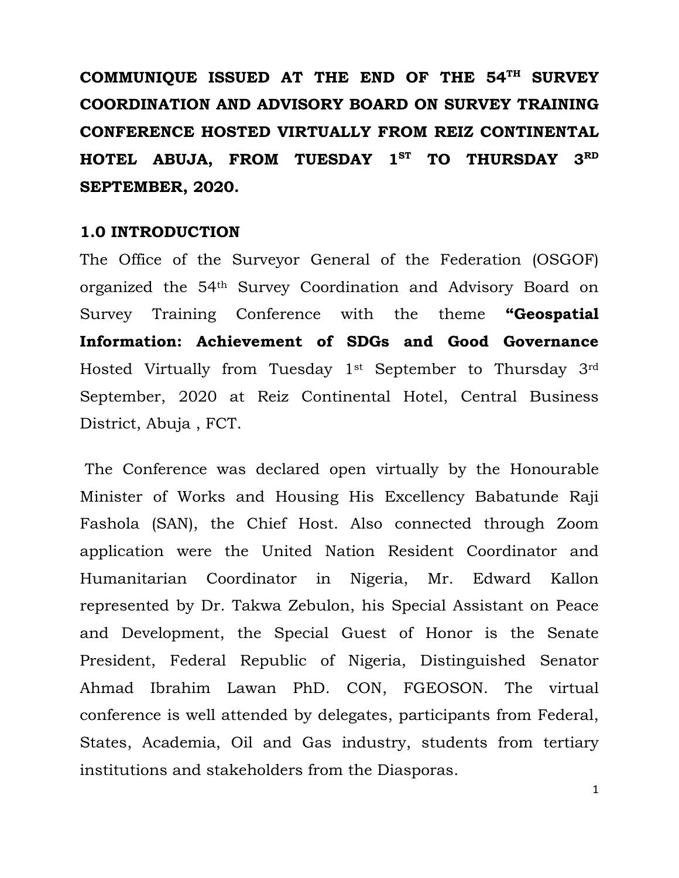**COMMUNIQUE ISSUED AT THE END OF THE 54TH SURVEY COORDINATION AND ADVISORY BOARD ON SURVEY TRAINING CONFERENCE HOSTED VIRTUALLY FROM REIZ CONTINENTAL HOTEL ABUJA, FROM TUESDAY 1ST TO THURSDAY 3RD SEPTEMBER, 2020.**

## 1.0 INTRODUCTION

The Office of the Surveyor General of the Federation (OSGOF) organized the 54th Survey Coordination and Advisory Board on Survey Training Conference with the theme **"Geospatial Information: Achievement of SDGs and Good Governance** Hosted Virtually from Tuesday 1st September to Thursday 3rd September, 2020 at Reiz Continental Hotel, Central Business District, Abuja , FCT.

The Conference was declared open virtually by the Honourable Minister of Works and Housing His Excellency Babatunde Raji Fashola (SAN), the Chief Host. Also connected through Zoom application were the United Nation Resident Coordinator and Humanitarian Coordinator in Nigeria, Mr. Edward Kallon represented by Dr. Takwa Zebulon, his Special Assistant on Peace and Development, the Special Guest of Honor is the Senate President, Federal Republic of Nigeria, Distinguished Senator Ahmad Ibrahim Lawan PhD. CON, FGEOSON. The virtual conference is well attended by delegates, participants from Federal, States, Academia, Oil and Gas industry, students from tertiary institutions and stakeholders from the Diasporas.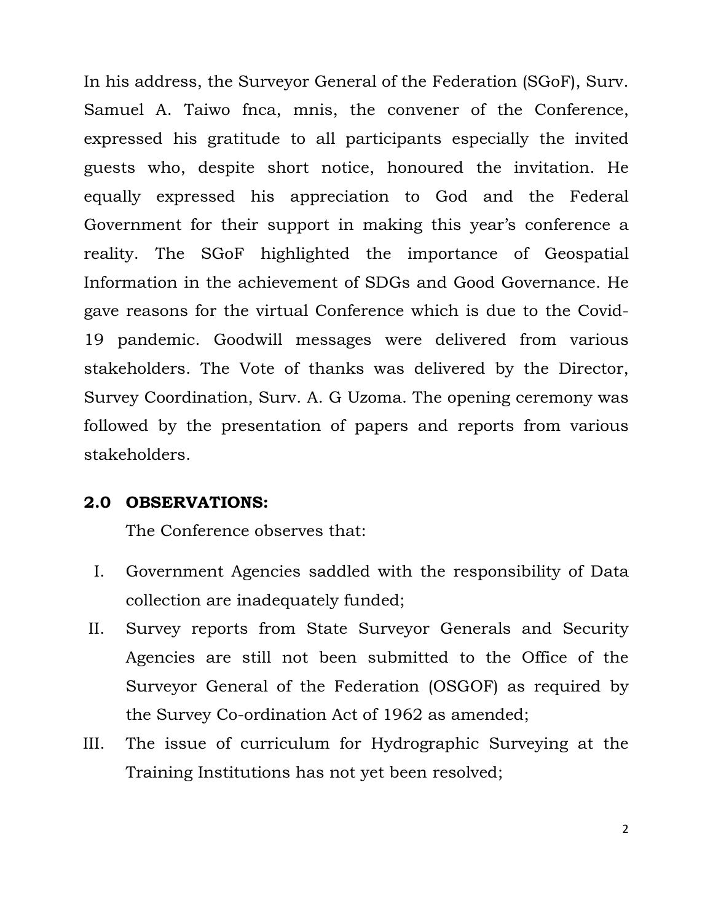In his address, the Surveyor General of the Federation (SGoF), Surv. Samuel A. Taiwo fnca, mnis, the convener of the Conference, expressed his gratitude to all participants especially the invited guests who, despite short notice, honoured the invitation. He equally expressed his appreciation to God and the Federal Government for their support in making this year's conference a reality. The SGoF highlighted the importance of Geospatial Information in the achievement of SDGs and Good Governance. He gave reasons for the virtual Conference which is due to the Covid-19 pandemic. Goodwill messages were delivered from various stakeholders. The Vote of thanks was delivered by the Director, Survey Coordination, Surv. A. G Uzoma. The opening ceremony was followed by the presentation of papers and reports from various stakeholders.

## 2.0 OBSERVATIONS:

The Conference observes that:

I. Government Agencies saddled with the responsibility of Data collection are inadequately funded;

II. Survey reports from State Surveyor Generals and Security Agencies are still not been submitted to the Office of the Surveyor General of the Federation (OSGOF) as required by the Survey Co-ordination Act of 1962 as amended;

III. The issue of curriculum for Hydrographic Surveying at the Training Institutions has not yet been resolved;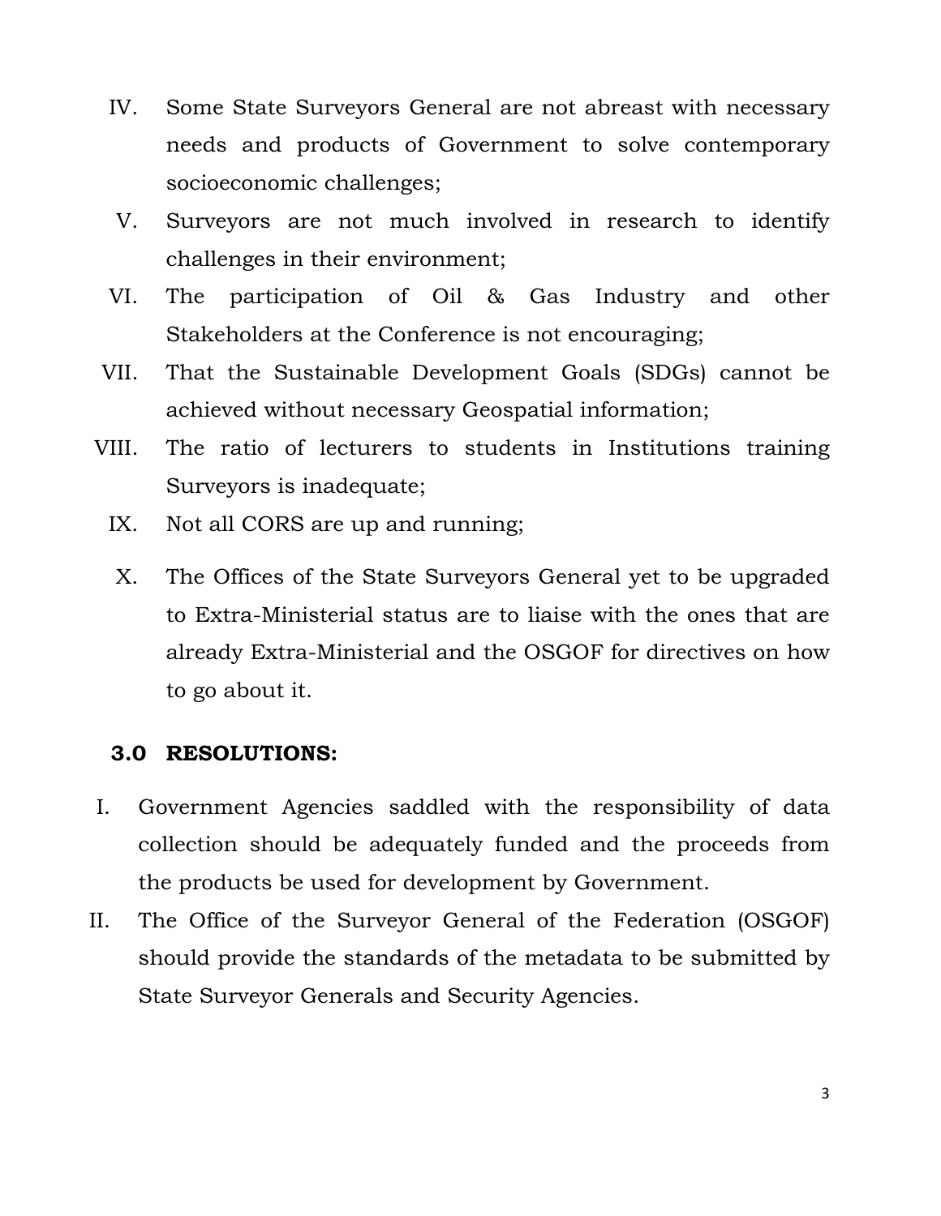IV. Some State Surveyors General are not abreast with necessary needs and products of Government to solve contemporary socioeconomic challenges;

V. Surveyors are not much involved in research to identify challenges in their environment;

VI. The participation of Oil & Gas Industry and other Stakeholders at the Conference is not encouraging;

VII. That the Sustainable Development Goals (SDGs) cannot be achieved without necessary Geospatial information;

VIII. The ratio of lecturers to students in Institutions training Surveyors is inadequate;

IX. Not all CORS are up and running;

X. The Offices of the State Surveyors General yet to be upgraded to Extra-Ministerial status are to liaise with the ones that are already Extra-Ministerial and the OSGOF for directives on how to go about it.

## 3.0 RESOLUTIONS:

I. Government Agencies saddled with the responsibility of data collection should be adequately funded and the proceeds from the products be used for development by Government.

II. The Office of the Surveyor General of the Federation (OSGOF) should provide the standards of the metadata to be submitted by State Surveyor Generals and Security Agencies.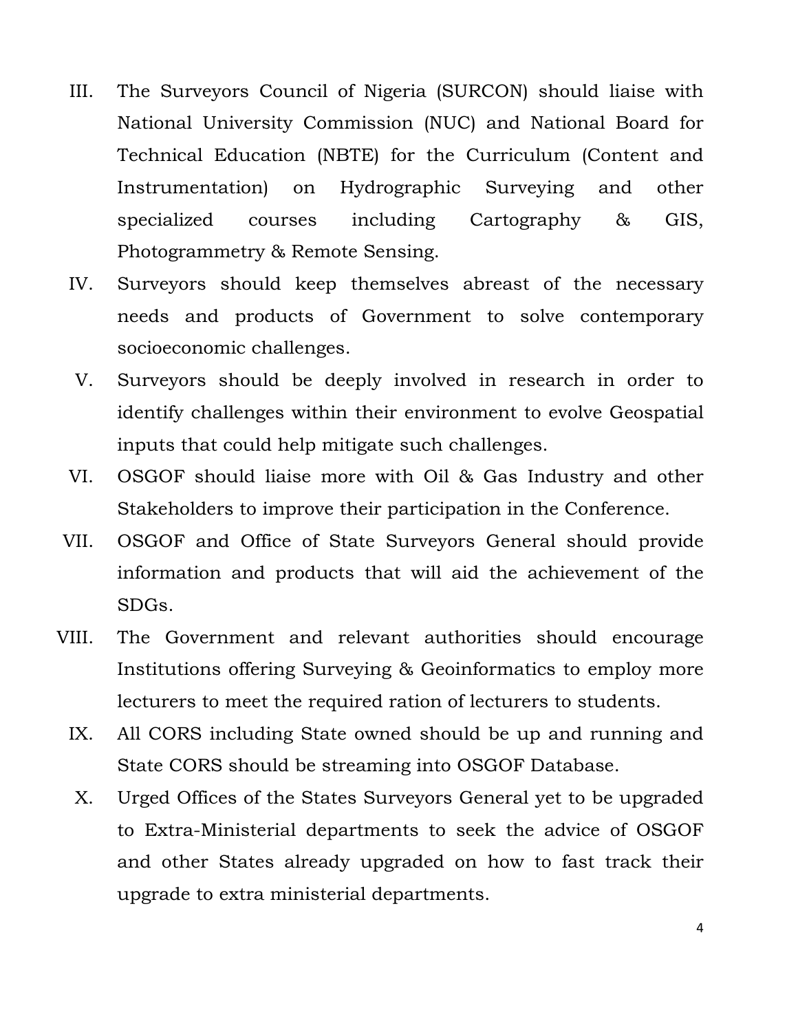III. The Surveyors Council of Nigeria (SURCON) should liaise with National University Commission (NUC) and National Board for Technical Education (NBTE) for the Curriculum (Content and Instrumentation) on Hydrographic Surveying and other specialized courses including Cartography & GIS, Photogrammetry & Remote Sensing.

IV. Surveyors should keep themselves abreast of the necessary needs and products of Government to solve contemporary socioeconomic challenges.

V. Surveyors should be deeply involved in research in order to identify challenges within their environment to evolve Geospatial inputs that could help mitigate such challenges.

VI. OSGOF should liaise more with Oil & Gas Industry and other Stakeholders to improve their participation in the Conference.

VII. OSGOF and Office of State Surveyors General should provide information and products that will aid the achievement of the SDGs.

VIII. The Government and relevant authorities should encourage Institutions offering Surveying & Geoinformatics to employ more lecturers to meet the required ration of lecturers to students.

IX. All CORS including State owned should be up and running and State CORS should be streaming into OSGOF Database.

X. Urged Offices of the States Surveyors General yet to be upgraded to Extra-Ministerial departments to seek the advice of OSGOF and other States already upgraded on how to fast track their upgrade to extra ministerial departments.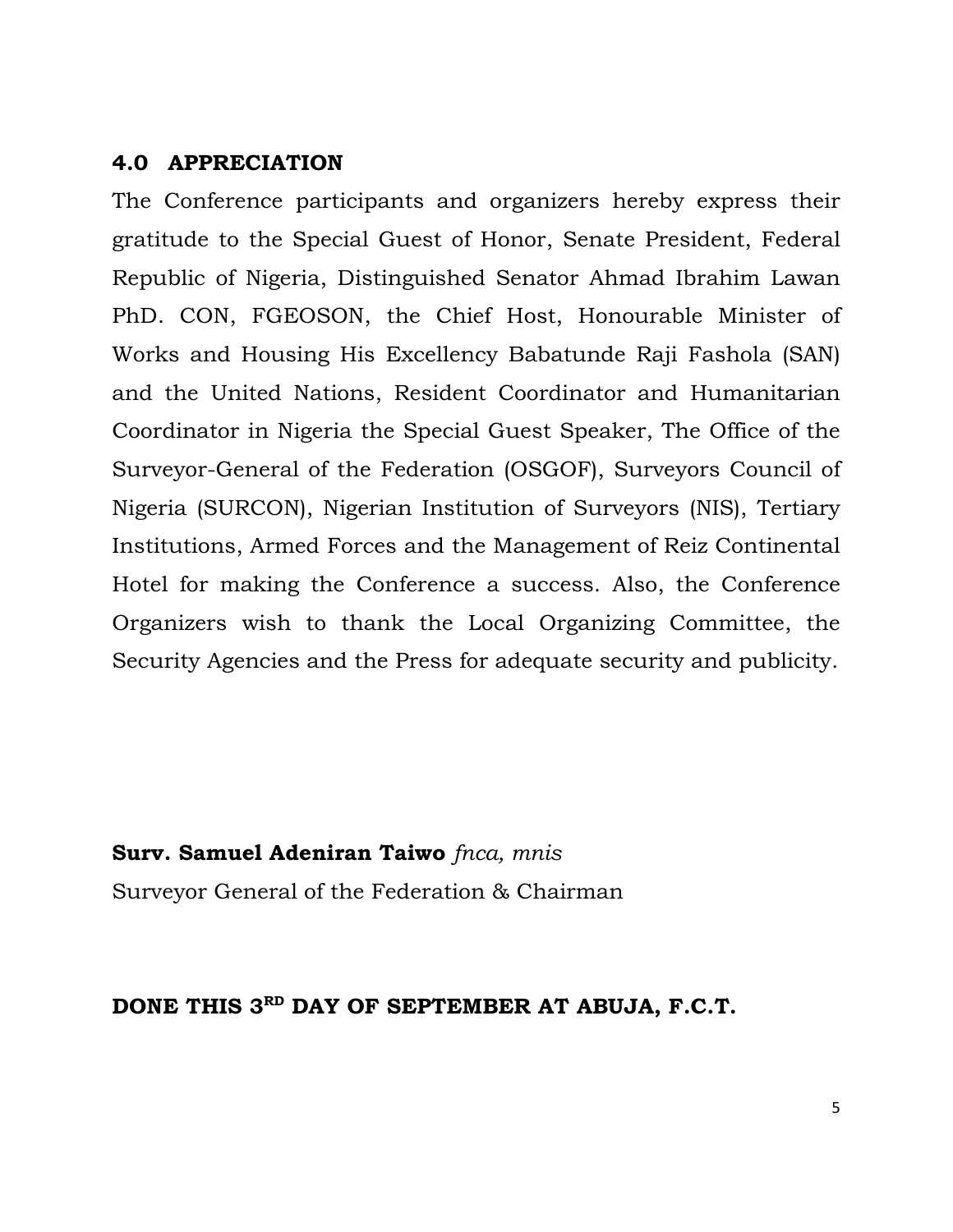## 4.0 APPRECIATION

The Conference participants and organizers hereby express their gratitude to the Special Guest of Honor, Senate President, Federal Republic of Nigeria, Distinguished Senator Ahmad Ibrahim Lawan PhD. CON, FGEOSON, the Chief Host, Honourable Minister of Works and Housing His Excellency Babatunde Raji Fashola (SAN) and the United Nations, Resident Coordinator and Humanitarian Coordinator in Nigeria the Special Guest Speaker, The Office of the Surveyor-General of the Federation (OSGOF), Surveyors Council of Nigeria (SURCON), Nigerian Institution of Surveyors (NIS), Tertiary Institutions, Armed Forces and the Management of Reiz Continental Hotel for making the Conference a success. Also, the Conference Organizers wish to thank the Local Organizing Committee, the Security Agencies and the Press for adequate security and publicity.

**Surv. Samuel Adeniran Taiwo** *fnca, mnis*
Surveyor General of the Federation & Chairman

**DONE THIS 3RD DAY OF SEPTEMBER AT ABUJA, F.C.T.**